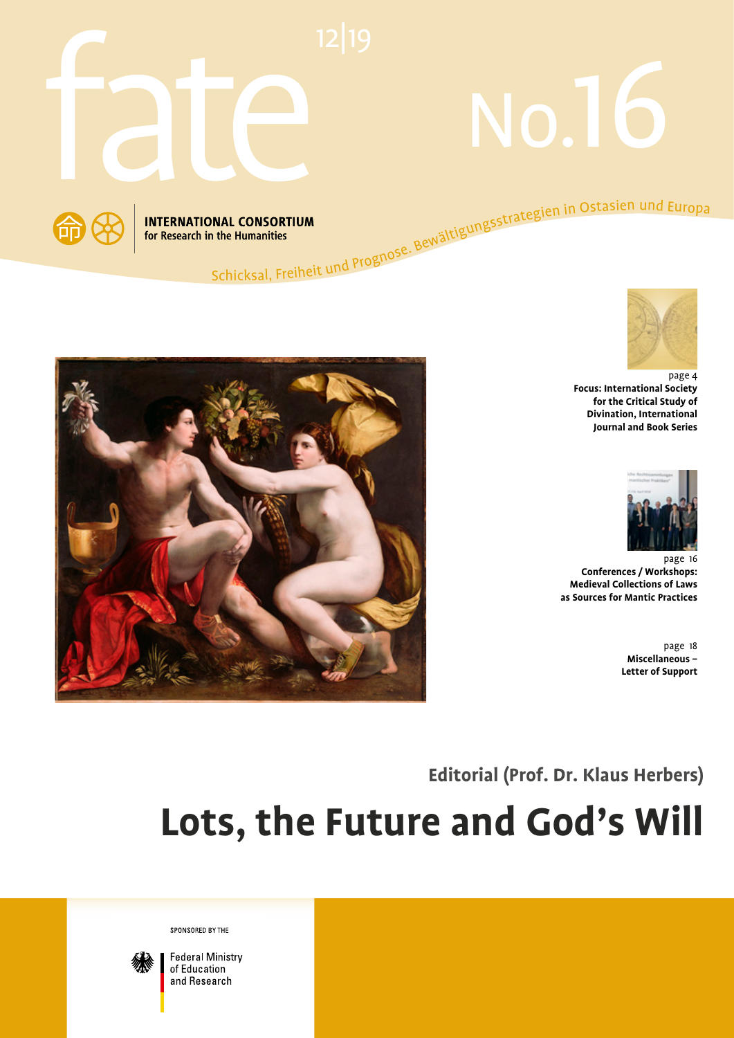# fate

12|19

No.16

**INTERNATIONAL CONSORTIUM**
for Research in the Humanities

Schicksal, Freiheit und Prognose. Bewältigungsstrategien in Ostasien und Europa

page 4
**Focus: International Society for the Critical Study of Divination, International Journal and Book Series**

page 16
**Conferences / Workshops: Medieval Collections of Laws as Sources for Mantic Practices**

page 18
**Miscellaneous – Letter of Support**

## Editorial (Prof. Dr. Klaus Herbers)

# Lots, the Future and God's Will

SPONSORED BY THE

Federal Ministry of Education and Research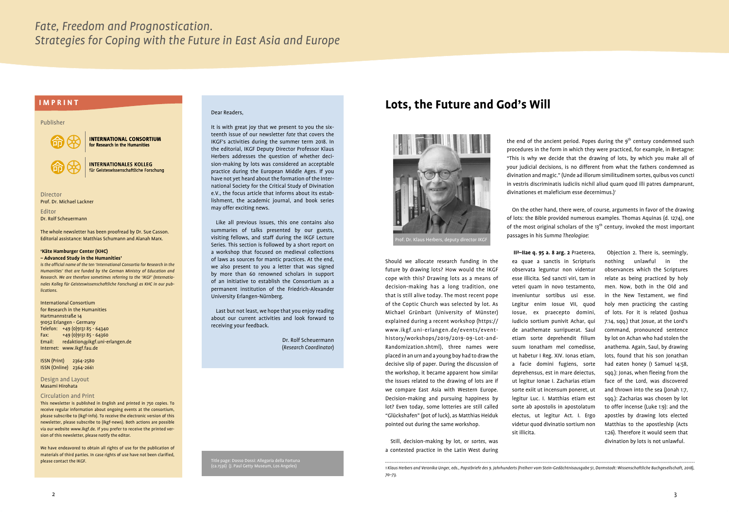## IMPRINT

Publisher

**INTERNATIONAL CONSORTIUM**
for Research in the Humanities

**INTERNATIONALES KOLLEG**
für Geisteswissenschaftliche Forschung

Director
Prof. Dr. Michael Lackner

Editor
Dr. Rolf Scheuermann

The whole newsletter has been proofread by Dr. Sue Casson. Editorial assistance: Matthias Schumann and Alanah Marx.

**'Käte Hamburger Center (KHC) – Advanced Study in the Humanities'**
*is the official name of the ten 'International Consortia for Research in the Humanities' that are funded by the German Ministry of Education and Research. We are therefore sometimes referring to the 'IKGF' (Internationales Kolleg für Geisteswissenschaftliche Forschung) as KHC in our publications.*

International Consortium
for Research in the Humanities
Hartmannstraße 14
91052 Erlangen - Germany
Telefon: +49 (0)9131 85 - 64340
Fax: +49 (0)9131 85 - 64360
Email: redaktion@ikgf.uni-erlangen.de
Internet: www.ikgf.fau.de

ISSN (Print) 2364-2580
ISSN (Online) 2364-2661

Design and Layout
Masami Hirohata

Circulation and Print
This newsletter is published in English and printed in 750 copies. To receive regular information about ongoing events at the consortium, please subscribe to (ikgf-info). To receive the electronic version of this newsletter, please subscribe to (ikgf-news). Both actions are possible via our website www.ikgf.de. If you prefer to receive the printed version of this newsletter, please notify the editor.

We have endeavored to obtain all rights of use for the publication of materials of third parties. In case rights of use have not been clarified, please contact the IKGF.

Dear Readers,

It is with great joy that we present to you the sixteenth issue of our newsletter *fate* that covers the IKGF's activities during the summer term 2018. In the editorial, IKGF Deputy Director Professor Klaus Herbers addresses the question of whether decision-making by lots was considered an acceptable practice during the European Middle Ages. If you have not yet heard about the formation of the International Society for the Critical Study of Divination e.V., the focus article that informs about its establishment, the academic journal, and book series may offer exciting news.

Like all previous issues, this one contains also summaries of talks presented by our guests, visiting fellows, and staff during the IKGF Lecture Series. This section is followed by a short report on a workshop that focused on medieval collections of laws as sources for mantic practices. At the end, we also present to you a letter that was signed by more than 60 renowned scholars in support of an initiative to establish the Consortium as a permanent institution of the Friedrich-Alexander University Erlangen-Nürnberg.

Last but not least, we hope that you enjoy reading about our current activities and look forward to receiving your feedback.

Dr. Rolf Scheuermann
(*Research Coordinator*)

Title page: Dosso Dossi: Allegoria della Fortuna (ca.1536) (J. Paul Getty Museum, Los Angeles)

# Lots, the Future and God's Will

Prof. Dr. Klaus Herbers, deputy director IKGF

Should we allocate research funding in the future by drawing lots? How would the IKGF cope with this? Drawing lots as a means of decision-making has a long tradition, one that is still alive today. The most recent pope of the Coptic Church was selected by lot. As Michael Grünbart (University of Münster) explained during a recent workshop (https://www.ikgf.uni-erlangen.de/events/event-history/workshops/2019/2019-09-Lot-and-Randomization.shtml), three names were placed in an urn and a young boy had to draw the decisive slip of paper. During the discussion of the workshop, it became apparent how similar the issues related to the drawing of lots are if we compare East Asia with Western Europe. Decision-making and pursuing happiness by lot? Even today, some lotteries are still called "Glückshafen" (pot of luck), as Matthias Heiduk pointed out during the same workshop.

Still, decision-making by lot, or *sortes*, was a contested practice in the Latin West during the end of the ancient period. Popes during the 9th century condemned such procedures in the form in which they were practiced, for example, in Bretagne: "This is why we decide that the drawing of lots, by which you make all of your judicial decisions, is no different from what the fathers condemned as divination and magic." (Unde ad illorum similitudinem sortes, quibus vos cuncti in vestris discriminatis iudiciis nichil aliud quam quod illi patres dampnarunt, divinationes et maleficium esse decernimus.)[1]

On the other hand, there were, of course, arguments in favor of the drawing of lots: the Bible provided numerous examples. Thomas Aquinas (d. 1274), one of the most original scholars of the 13th century, invoked the most important passages in his *Summa Theologiae*:

**IIª–IIae q. 95 a. 8 arg. 2** Praeterea, ea quae a sanctis in Scripturis observata leguntur non videntur esse illicita. Sed sancti viri, tam in veteri quam in novo testamento, inveniuntur sortibus usi esse. Legitur enim Iosue VII, quod Iosue, ex praecepto domini, iudicio sortium punivit Achar, qui de anathemate surripuerat. Saul etiam sorte deprehendit filium suum Ionatham mel comedisse, ut habetur I Reg. XIV. Ionas etiam, a facie domini fugiens, sorte deprehensus, est in mare deiectus, ut legitur Ionae I. Zacharias etiam sorte exiit ut incensum poneret, ut legitur Luc. I. Matthias etiam est sorte ab apostolis in apostolatum electus, ut legitur Act. I. Ergo videtur quod divinatio sortium non sit illicita.

Objection 2. There is, seemingly, nothing unlawful in the observances which the Scriptures relate as being practiced by holy men. Now, both in the Old and in the New Testament, we find holy men practicing the casting of lots. For it is related (Joshua 7:14, sqq.) that Josue, at the Lord's command, pronounced sentence by lot on Achan who had stolen the anathema. Again, Saul, by drawing lots, found that his son Jonathan had eaten honey (1 Samuel 14:58, sqq.): Jonas, when fleeing from the face of the Lord, was discovered and thrown into the sea (Jonah 1:7, sqq.): Zacharias was chosen by lot to offer incense (Luke 1:9): and the apostles by drawing lots elected Matthias to the apostleship (Acts 1:26). Therefore it would seem that divination by lots is not unlawful.

---

1 *Klaus Herbers and Veronika Unger, eds., Papstbriefe des 9. Jahrhunderts (Freiherr vom Stein-Gedächtnisausgabe 51, Darmstadt: Wissenschaftliche Buchgesellschaft, 2018), 70–73.*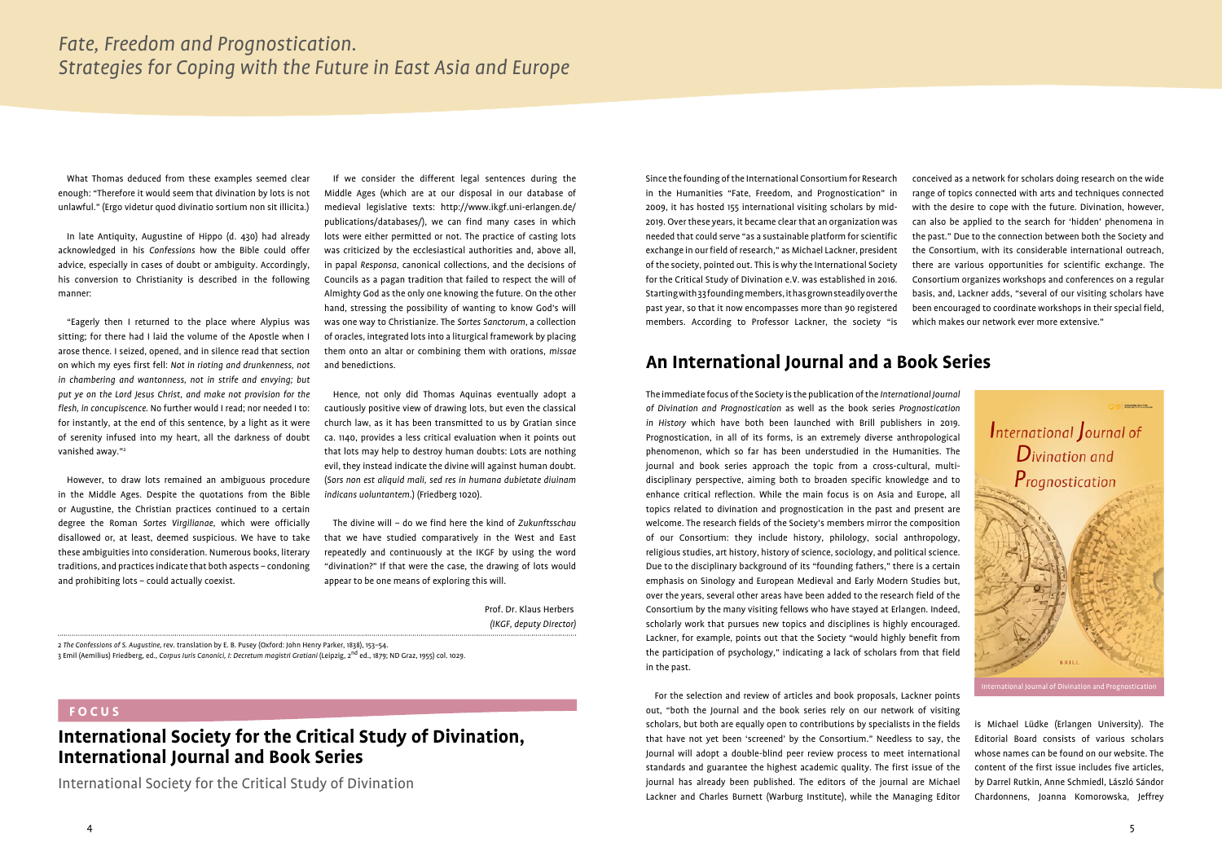What Thomas deduced from these examples seemed clear enough: "Therefore it would seem that divination by lots is not unlawful." (Ergo videtur quod divinatio sortium non sit illicita.)

In late Antiquity, Augustine of Hippo (d. 430) had already acknowledged in his *Confessions* how the Bible could offer advice, especially in cases of doubt or ambiguity. Accordingly, his conversion to Christianity is described in the following manner:

"Eagerly then I returned to the place where Alypius was sitting; for there had I laid the volume of the Apostle when I arose thence. I seized, opened, and in silence read that section on which my eyes first fell: *Not in rioting and drunkenness, not in chambering and wantonness, not in strife and envying; but put ye on the Lord Jesus Christ, and make not provision for the flesh, in concupiscence.* No further would I read; nor needed I to: for instantly, at the end of this sentence, by a light as it were of serenity infused into my heart, all the darkness of doubt vanished away."[2]

However, to draw lots remained an ambiguous procedure in the Middle Ages. Despite the quotations from the Bible or Augustine, the Christian practices continued to a certain degree the Roman *Sortes Virgilianae*, which were officially disallowed or, at least, deemed suspicious. We have to take these ambiguities into consideration. Numerous books, literary traditions, and practices indicate that both aspects – condoning and prohibiting lots – could actually coexist.

If we consider the different legal sentences during the Middle Ages (which are at our disposal in our database of medieval legislative texts: http://www.ikgf.uni-erlangen.de/publications/databases/), we can find many cases in which lots were either permitted or not. The practice of casting lots was criticized by the ecclesiastical authorities and, above all, in papal *Responsa*, canonical collections, and the decisions of Councils as a pagan tradition that failed to respect the will of Almighty God as the only one knowing the future. On the other hand, stressing the possibility of wanting to know God's will was one way to Christianize. The *Sortes Sanctorum*, a collection of oracles, integrated lots into a liturgical framework by placing them onto an altar or combining them with orations, *missae* and benedictions.

Hence, not only did Thomas Aquinas eventually adopt a cautiously positive view of drawing lots, but even the classical church law, as it has been transmitted to us by Gratian since ca. 1140, provides a less critical evaluation when it points out that lots may help to destroy human doubts: Lots are nothing evil, they instead indicate the divine will against human doubt. (*Sors non est aliquid mali, sed res in humana dubietate diuinam indicans uoluntatem.*) (Friedberg 1020).

The divine will – do we find here the kind of *Zukunftsschau* that we have studied comparatively in the West and East repeatedly and continuously at the IKGF by using the word "divination?" If that were the case, the drawing of lots would appear to be one means of exploring this will.

Prof. Dr. Klaus Herbers
*(IKGF, deputy Director)*

2 *The Confessions of S. Augustine*, rev. translation by E. B. Pusey (Oxford: John Henry Parker, 1838), 153–54.
3 Emil (Aemilius) Friedberg, ed., *Corpus Iuris Canonici, I: Decretum magistri Gratiani* (Leipzig, 2nd ed., 1879; ND Graz, 1955) col. 1029.

**FOCUS**

# International Society for the Critical Study of Divination, International Journal and Book Series

International Society for the Critical Study of Divination

Since the founding of the International Consortium for Research in the Humanities "Fate, Freedom, and Prognostication" in 2009, it has hosted 155 international visiting scholars by mid-2019. Over these years, it became clear that an organization was needed that could serve "as a sustainable platform for scientific exchange in our field of research," as Michael Lackner, president of the society, pointed out. This is why the International Society for the Critical Study of Divination e.V. was established in 2016. Starting with 33 founding members, it has grown steadily over the past year, so that it now encompasses more than 90 registered members. According to Professor Lackner, the society "is conceived as a network for scholars doing research on the wide range of topics connected with arts and techniques connected with the desire to cope with the future. Divination, however, can also be applied to the search for 'hidden' phenomena in the past." Due to the connection between both the Society and the Consortium, with its considerable international outreach, there are various opportunities for scientific exchange. The Consortium organizes workshops and conferences on a regular basis, and, Lackner adds, "several of our visiting scholars have been encouraged to coordinate workshops in their special field, which makes our network ever more extensive."

## An International Journal and a Book Series

The immediate focus of the Society is the publication of the *International Journal of Divination and Prognostication* as well as the book series *Prognostication in History* which have both been launched with Brill publishers in 2019. Prognostication, in all of its forms, is an extremely diverse anthropological phenomenon, which so far has been understudied in the Humanities. The journal and book series approach the topic from a cross-cultural, multi-disciplinary perspective, aiming both to broaden specific knowledge and to enhance critical reflection. While the main focus is on Asia and Europe, all topics related to divination and prognostication in the past and present are welcome. The research fields of the Society's members mirror the composition of our Consortium: they include history, philology, social anthropology, religious studies, art history, history of science, sociology, and political science. Due to the disciplinary background of its "founding fathers," there is a certain emphasis on Sinology and European Medieval and Early Modern Studies but, over the years, several other areas have been added to the research field of the Consortium by the many visiting fellows who have stayed at Erlangen. Indeed, scholarly work that pursues new topics and disciplines is highly encouraged. Lackner, for example, points out that the Society "would highly benefit from the participation of psychology," indicating a lack of scholars from that field in the past.

International Journal of Divination and Prognostication

For the selection and review of articles and book proposals, Lackner points out, "both the Journal and the book series rely on our network of visiting scholars, but both are equally open to contributions by specialists in the fields that have not yet been 'screened' by the Consortium." Needless to say, the Journal will adopt a double-blind peer review process to meet international standards and guarantee the highest academic quality. The first issue of the journal has already been published. The editors of the journal are Michael Lackner and Charles Burnett (Warburg Institute), while the Managing Editor is Michael Lüdke (Erlangen University). The Editorial Board consists of various scholars whose names can be found on our website. The content of the first issue includes five articles, by Darrel Rutkin, Anne Schmiedl, László Sándor Chardonnens, Joanna Komorowska, Jeffrey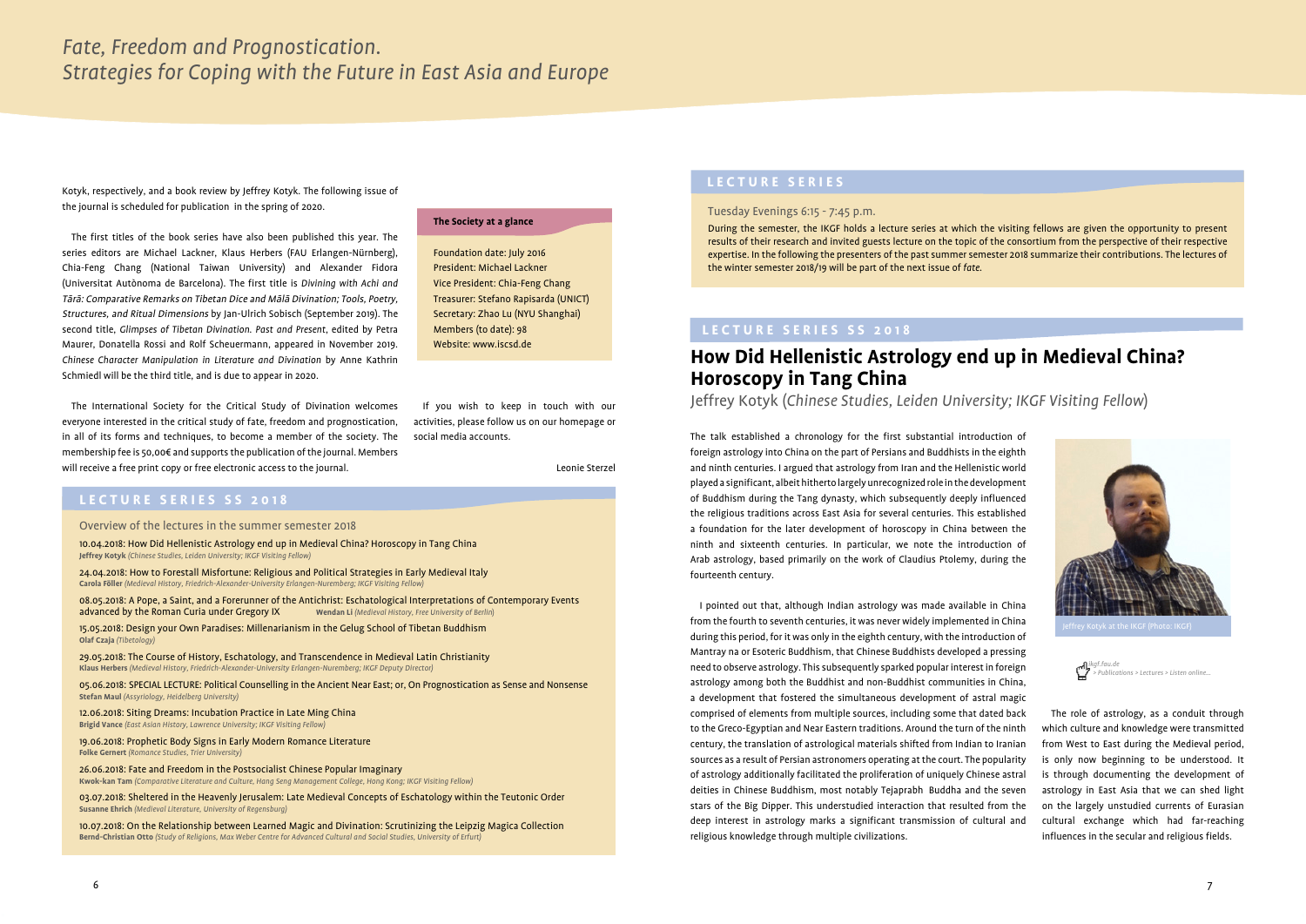Kotyk, respectively, and a book review by Jeffrey Kotyk. The following issue of the journal is scheduled for publication in the spring of 2020.

The first titles of the book series have also been published this year. The series editors are Michael Lackner, Klaus Herbers (FAU Erlangen-Nürnberg), Chia-Feng Chang (National Taiwan University) and Alexander Fidora (Universitat Autònoma de Barcelona). The first title is *Divining with Achi and Tārā: Comparative Remarks on Tibetan Dice and Mālā Divination; Tools, Poetry, Structures, and Ritual Dimensions* by Jan-Ulrich Sobisch (September 2019). The second title, *Glimpses of Tibetan Divination. Past and Present*, edited by Petra Maurer, Donatella Rossi and Rolf Scheuermann, appeared in November 2019. *Chinese Character Manipulation in Literature and Divination* by Anne Kathrin Schmiedl will be the third title, and is due to appear in 2020.

The International Society for the Critical Study of Divination welcomes everyone interested in the critical study of fate, freedom and prognostication, in all of its forms and techniques, to become a member of the society. The membership fee is 50,00€ and supports the publication of the journal. Members will receive a free print copy or free electronic access to the journal.

**The Society at a glance**

Foundation date: July 2016
President: Michael Lackner
Vice President: Chia-Feng Chang
Treasurer: Stefano Rapisarda (UNICT)
Secretary: Zhao Lu (NYU Shanghai)
Members (to date): 98
Website: www.iscsd.de

If you wish to keep in touch with our activities, please follow us on our homepage or social media accounts.

Leonie Sterzel

## LECTURE SERIES SS 2018

Overview of the lectures in the summer semester 2018

10.04.2018: How Did Hellenistic Astrology end up in Medieval China? Horoscopy in Tang China
**Jeffrey Kotyk** *(Chinese Studies, Leiden University; IKGF Visiting Fellow)*

24.04.2018: How to Forestall Misfortune: Religious and Political Strategies in Early Medieval Italy
**Carola Föller** *(Medieval History, Friedrich-Alexander-University Erlangen-Nuremberg; IKGF Visiting Fellow)*

08.05.2018: A Pope, a Saint, and a Forerunner of the Antichrist: Eschatological Interpretations of Contemporary Events advanced by the Roman Curia under Gregory IX
**Wendan Li** *(Medieval History, Free University of Berlin)*

15.05.2018: Design your Own Paradises: Millenarianism in the Gelug School of Tibetan Buddhism
**Olaf Czaja** *(Tibetology)*

29.05.2018: The Course of History, Eschatology, and Transcendence in Medieval Latin Christianity
**Klaus Herbers** *(Medieval History, Friedrich-Alexander-University Erlangen-Nuremberg; IKGF Deputy Director)*

05.06.2018: SPECIAL LECTURE: Political Counselling in the Ancient Near East; or, On Prognostication as Sense and Nonsense
**Stefan Maul** *(Assyriology, Heidelberg University)*

12.06.2018: Siting Dreams: Incubation Practice in Late Ming China
**Brigid Vance** *(East Asian History, Lawrence University; IKGF Visiting Fellow)*

19.06.2018: Prophetic Body Signs in Early Modern Romance Literature
**Folke Gernert** *(Romance Studies, Trier University)*

26.06.2018: Fate and Freedom in the Postsocialist Chinese Popular Imaginary
**Kwok-kan Tam** *(Comparative Literature and Culture, Hang Seng Management College, Hong Kong; IKGF Visiting Fellow)*

03.07.2018: Sheltered in the Heavenly Jerusalem: Late Medieval Concepts of Eschatology within the Teutonic Order
**Susanne Ehrich** *(Medieval Literature, University of Regensburg)*

10.07.2018: On the Relationship between Learned Magic and Divination: Scrutinizing the Leipzig Magica Collection
**Bernd-Christian Otto** *(Study of Religions, Max Weber Centre for Advanced Cultural and Social Studies, University of Erfurt)*

## LECTURE SERIES

Tuesday Evenings 6:15 - 7:45 p.m.

During the semester, the IKGF holds a lecture series at which the visiting fellows are given the opportunity to present results of their research and invited guests lecture on the topic of the consortium from the perspective of their respective expertise. In the following the presenters of the past summer semester 2018 summarize their contributions. The lectures of the winter semester 2018/19 will be part of the next issue of *fate*.

## LECTURE SERIES SS 2018

# How Did Hellenistic Astrology end up in Medieval China? Horoscopy in Tang China

Jeffrey Kotyk (*Chinese Studies, Leiden University; IKGF Visiting Fellow*)

The talk established a chronology for the first substantial introduction of foreign astrology into China on the part of Persians and Buddhists in the eighth and ninth centuries. I argued that astrology from Iran and the Hellenistic world played a significant, albeit hitherto largely unrecognized role in the development of Buddhism during the Tang dynasty, which subsequently deeply influenced the religious traditions across East Asia for several centuries. This established a foundation for the later development of horoscopy in China between the ninth and sixteenth centuries. In particular, we note the introduction of Arab astrology, based primarily on the work of Claudius Ptolemy, during the fourteenth century.

I pointed out that, although Indian astrology was made available in China from the fourth to seventh centuries, it was never widely implemented in China during this period, for it was only in the eighth century, with the introduction of Mantray na or Esoteric Buddhism, that Chinese Buddhists developed a pressing need to observe astrology. This subsequently sparked popular interest in foreign astrology among both the Buddhist and non-Buddhist communities in China, a development that fostered the simultaneous development of astral magic comprised of elements from multiple sources, including some that dated back to the Greco-Egyptian and Near Eastern traditions. Around the turn of the ninth century, the translation of astrological materials shifted from Indian to Iranian sources as a result of Persian astronomers operating at the court. The popularity of astrology additionally facilitated the proliferation of uniquely Chinese astral deities in Chinese Buddhism, most notably Tejaprabh Buddha and the seven stars of the Big Dipper. This understudied interaction that resulted from the deep interest in astrology marks a significant transmission of cultural and religious knowledge through multiple civilizations.

Jeffrey Kotyk at the IKGF (Photo: IKGF)

ikgf.fau.de
> Publications > Lectures > Listen online...

The role of astrology, as a conduit through which culture and knowledge were transmitted from West to East during the Medieval period, is only now beginning to be understood. It is through documenting the development of astrology in East Asia that we can shed light on the largely unstudied currents of Eurasian cultural exchange which had far-reaching influences in the secular and religious fields.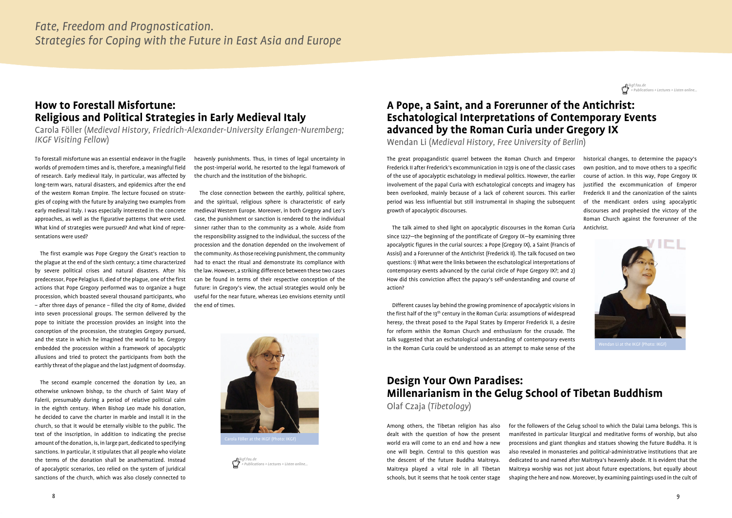## How to Forestall Misfortune: Religious and Political Strategies in Early Medieval Italy

Carola Föller (*Medieval History, Friedrich-Alexander-University Erlangen-Nuremberg; IKGF Visiting Fellow*)

To forestall misfortune was an essential endeavor in the fragile worlds of premodern times and is, therefore, a meaningful field of research. Early medieval Italy, in particular, was affected by long-term wars, natural disasters, and epidemics after the end of the western Roman Empire. The lecture focused on strategies of coping with the future by analyzing two examples from early medieval Italy. I was especially interested in the concrete approaches, as well as the figurative patterns that were used. What kind of strategies were pursued? And what kind of representations were used?

The first example was Pope Gregory the Great's reaction to the plague at the end of the sixth century; a time characterized by severe political crises and natural disasters. After his predecessor, Pope Pelagius II, died of the plague, one of the first actions that Pope Gregory performed was to organize a huge procession, which boasted several thousand participants, who – after three days of penance – filled the city of Rome, divided into seven processional groups. The sermon delivered by the pope to initiate the procession provides an insight into the conception of the procession, the strategies Gregory pursued, and the state in which he imagined the world to be. Gregory embedded the procession within a framework of apocalyptic allusions and tried to protect the participants from both the earthly threat of the plague and the last judgment of doomsday.

The second example concerned the donation by Leo, an otherwise unknown bishop, to the church of Saint Mary of Falerii, presumably during a period of relative political calm in the eighth century. When Bishop Leo made his donation, he decided to carve the charter in marble and install it in the church, so that it would be eternally visible to the public. The text of the inscription, in addition to indicating the precise amount of the donation, is, in large part, dedicated to specifying sanctions. In particular, it stipulates that all people who violate the terms of the donation shall be anathematized. Instead of apocalyptic scenarios, Leo relied on the system of juridical sanctions of the church, which was also closely connected to heavenly punishments. Thus, in times of legal uncertainty in the post-imperial world, he resorted to the legal framework of the church and the institution of the bishopric.

The close connection between the earthly, political sphere, and the spiritual, religious sphere is characteristic of early medieval Western Europe. Moreover, in both Gregory and Leo's case, the punishment or sanction is rendered to the individual sinner rather than to the community as a whole. Aside from the responsibility assigned to the individual, the success of the procession and the donation depended on the involvement of the community. As those receiving punishment, the community had to enact the ritual and demonstrate its compliance with the law. However, a striking difference between these two cases can be found in terms of their respective conception of the future: in Gregory's view, the actual strategies would only be useful for the near future, whereas Leo envisions eternity until the end of times.

Carola Föller at the IKGF (Photo: IKGF)

ikgf.fau.de > Publications > Lectures > Listen online...

## A Pope, a Saint, and a Forerunner of the Antichrist: Eschatological Interpretations of Contemporary Events advanced by the Roman Curia under Gregory IX

Wendan Li (*Medieval History, Free University of Berlin*)

ikgf.fau.de > Publications > Lectures > Listen online...

The great propagandistic quarrel between the Roman Church and Emperor Frederick II after Frederick's excommunication in 1239 is one of the classic cases of the use of apocalyptic eschatology in medieval politics. However, the earlier involvement of the papal Curia with eschatological concepts and imagery has been overlooked, mainly because of a lack of coherent sources. This earlier period was less influential but still instrumental in shaping the subsequent growth of apocalyptic discourses.

The talk aimed to shed light on apocalyptic discourses in the Roman Curia since 1227—the beginning of the pontificate of Gregory IX—by examining three apocalyptic figures in the curial sources: a Pope (Gregory IX), a Saint (Francis of Assisi) and a Forerunner of the Antichrist (Frederick II). The talk focused on two questions: 1) What were the links between the eschatological interpretations of contemporary events advanced by the curial circle of Pope Gregory IX?; and 2) How did this conviction affect the papacy's self-understanding and course of action?

Different causes lay behind the growing prominence of apocalyptic visions in the first half of the 13[th] century in the Roman Curia: assumptions of widespread heresy, the threat posed to the Papal States by Emperor Frederick II, a desire for reform within the Roman Church and enthusiasm for the crusade. The talk suggested that an eschatological understanding of contemporary events in the Roman Curia could be understood as an attempt to make sense of the historical changes, to determine the papacy's own position, and to move others to a specific course of action. In this way, Pope Gregory IX justified the excommunication of Emperor Frederick II and the canonization of the saints of the mendicant orders using apocalyptic discourses and prophesied the victory of the Roman Church against the forerunner of the Antichrist.

Wendan Li at the IKGF (Photo: IKGF)

## Design Your Own Paradises: Millenarianism in the Gelug School of Tibetan Buddhism

Olaf Czaja (*Tibetology*)

Among others, the Tibetan religion has also dealt with the question of how the present world era will come to an end and how a new one will begin. Central to this question was the descent of the future Buddha Maitreya. Maitreya played a vital role in all Tibetan schools, but it seems that he took center stage for the followers of the Gelug school to which the Dalai Lama belongs. This is manifested in particular liturgical and meditative forms of worship, but also processions and giant *thangkas* and statues showing the future Buddha. It is also revealed in monasteries and political-administrative institutions that are dedicated to and named after Maitreya's heavenly abode. It is evident that the Maitreya worship was not just about future expectations, but equally about shaping the here and now. Moreover, by examining paintings used in the cult of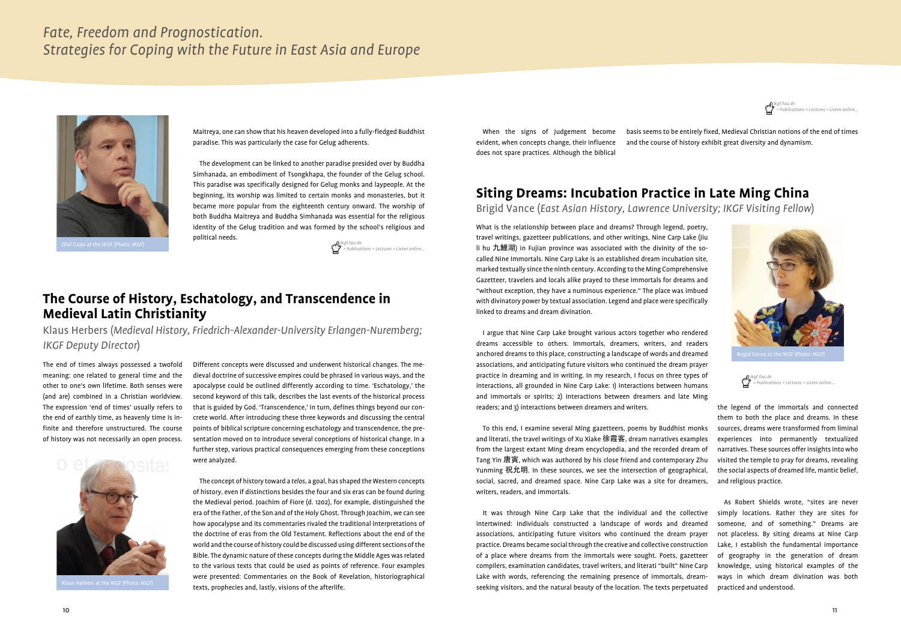Maitreya, one can show that his heaven developed into a fully-fledged Buddhist paradise. This was particularly the case for Gelug adherents.

The development can be linked to another paradise presided over by Buddha Simhanada, an embodiment of Tsongkhapa, the founder of the Gelug school. This paradise was specifically designed for Gelug monks and laypeople. At the beginning, its worship was limited to certain monks and monasteries, but it became more popular from the eighteenth century onward. The worship of both Buddha Maitreya and Buddha Simhanada was essential for the religious identity of the Gelug tradition and was formed by the school's religious and political needs.

Olaf Czaja at the IKGF (Photo: IKGF)

ikgf.fau.de > Publications > Lectures > Listen online...

## The Course of History, Eschatology, and Transcendence in Medieval Latin Christianity

Klaus Herbers (*Medieval History, Friedrich-Alexander-University Erlangen-Nuremberg; IKGF Deputy Director*)

The end of times always possessed a twofold meaning: one related to general time and the other to one's own lifetime. Both senses were (and are) combined in a Christian worldview. The expression 'end of times' usually refers to the end of earthly time, as heavenly time is infinite and therefore unstructured. The course of history was not necessarily an open process.

Klaus Herbers at the IKGF (Photo: IKGF)

Different concepts were discussed and underwent historical changes. The medieval doctrine of successive empires could be phrased in various ways, and the apocalypse could be outlined differently according to time. 'Eschatology,' the second keyword of this talk, describes the last events of the historical process that is guided by God. 'Transcendence,' in turn, defines things beyond our concrete world. After introducing these three keywords and discussing the central points of biblical scripture concerning eschatology and transcendence, the presentation moved on to introduce several conceptions of historical change. In a further step, various practical consequences emerging from these conceptions were analyzed.

The concept of history toward a *telos*, a goal, has shaped the Western concepts of history, even if distinctions besides the four and six eras can be found during the Medieval period. Joachim of Fiore (d. 1202), for example, distinguished the era of the Father, of the Son and of the Holy Ghost. Through Joachim, we can see how apocalypse and its commentaries rivaled the traditional interpretations of the doctrine of eras from the Old Testament. Reflections about the end of the world and the course of history could be discussed using different sections of the Bible. The dynamic nature of these concepts during the Middle Ages was related to the various texts that could be used as points of reference. Four examples were presented: Commentaries on the Book of Revelation, historiographical texts, prophecies and, lastly, visions of the afterlife.

When the signs of Judgement become evident, when concepts change, their influence does not spare practices. Although the biblical basis seems to be entirely fixed, Medieval Christian notions of the end of times and the course of history exhibit great diversity and dynamism.

ikgf.fau.de > Publications > Lectures > Listen online...

## Siting Dreams: Incubation Practice in Late Ming China

Brigid Vance (*East Asian History, Lawrence University; IKGF Visiting Fellow*)

What is the relationship between place and dreams? Through legend, poetry, travel writings, gazetteer publications, and other writings, Nine Carp Lake (Jiu li hu 九鯉湖) in Fujian province was associated with the divinity of the so-called Nine Immortals. Nine Carp Lake is an established dream incubation site, marked textually since the ninth century. According to the Ming Comprehensive Gazetteer, travelers and locals alike prayed to these immortals for dreams and "without exception, they have a numinous experience." The place was imbued with divinatory power by textual association. Legend and place were specifically linked to dreams and dream divination.

Brigid Vance at the IKGF (Photo: IKGF)

ikgf.fau.de > Publications > Lectures > Listen online...

I argue that Nine Carp Lake brought various actors together who rendered dreams accessible to others. Immortals, dreamers, writers, and readers anchored dreams to this place, constructing a landscape of words and dreamed associations, and anticipating future visitors who continued the dream prayer practice in dreaming and in writing. In my research, I focus on three types of interactions, all grounded in Nine Carp Lake: 1) interactions between humans and immortals or spirits; 2) interactions between dreamers and late Ming readers; and 3) interactions between dreamers and writers.

To this end, I examine several Ming gazetteers, poems by Buddhist monks and literati, the travel writings of Xu Xiake 徐霞客, dream narratives examples from the largest extant Ming dream encyclopedia, and the recorded dream of Tang Yin 唐寅, which was authored by his close friend and contemporary Zhu Yunming 祝允明. In these sources, we see the intersection of geographical, social, sacred, and dreamed space. Nine Carp Lake was a site for dreamers, writers, readers, and immortals.

It was through Nine Carp Lake that the individual and the collective intertwined: individuals constructed a landscape of words and dreamed associations, anticipating future visitors who continued the dream prayer practice. Dreams became social through the creative and collective construction of a place where dreams from the immortals were sought. Poets, gazetteer compilers, examination candidates, travel writers, and literati "built" Nine Carp Lake with words, referencing the remaining presence of immortals, dream-seeking visitors, and the natural beauty of the location. The texts perpetuated the legend of the immortals and connected them to both the place and dreams. In these sources, dreams were transformed from liminal experiences into permanently textualized narratives. These sources offer insights into who visited the temple to pray for dreams, revealing the social aspects of dreamed life, mantic belief, and religious practice.

As Robert Shields wrote, "sites are never simply locations. Rather they are sites for someone, and of something." Dreams are not placeless. By siting dreams at Nine Carp Lake, I establish the fundamental importance of geography in the generation of dream knowledge, using historical examples of the ways in which dream divination was both practiced and understood.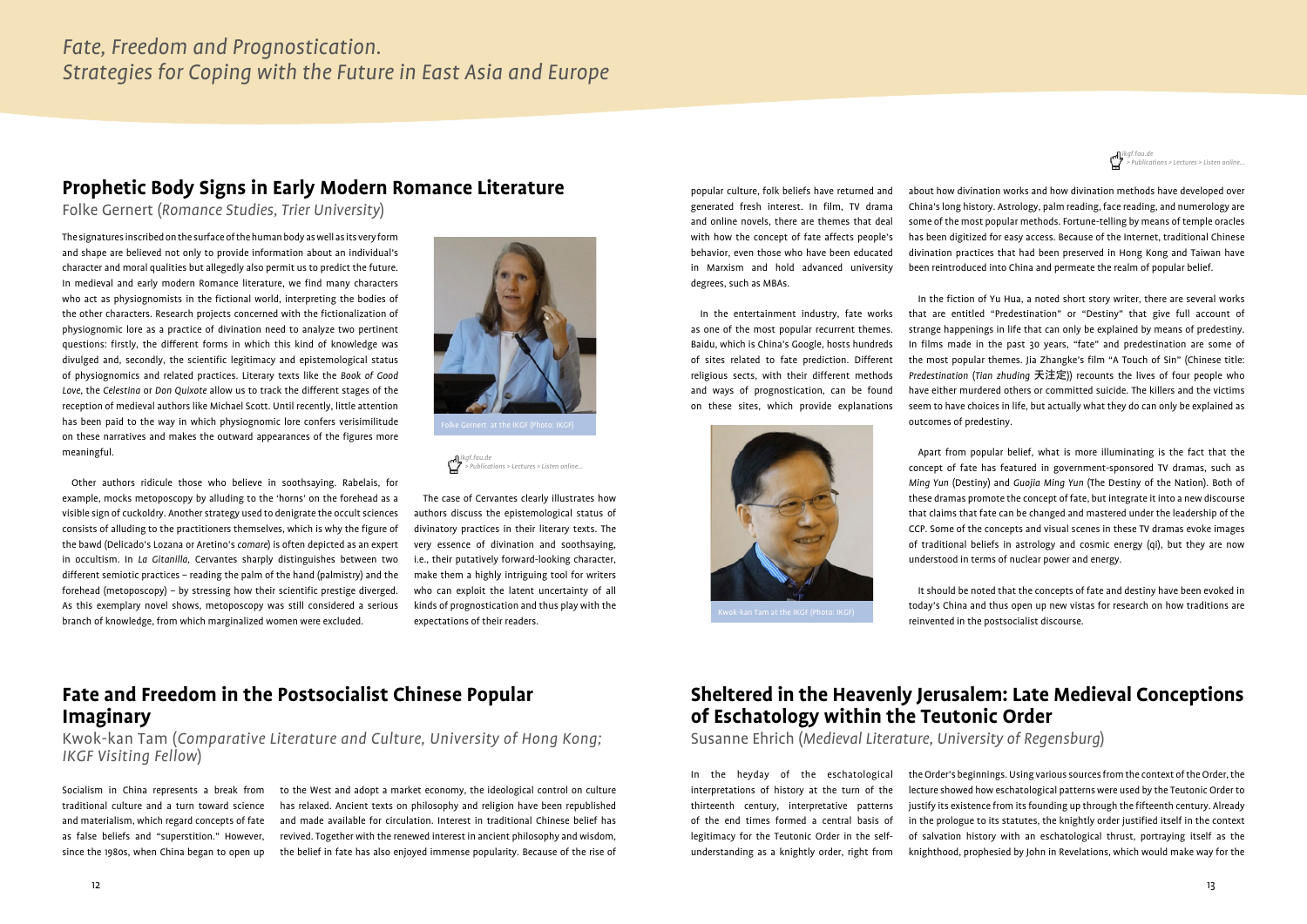# Fate, Freedom and Prognostication. Strategies for Coping with the Future in East Asia and Europe

## Prophetic Body Signs in Early Modern Romance Literature

Folke Gernert (*Romance Studies, Trier University*)

The signatures inscribed on the surface of the human body as well as its very form and shape are believed not only to provide information about an individual's character and moral qualities but allegedly also permit us to predict the future. In medieval and early modern Romance literature, we find many characters who act as physiognomists in the fictional world, interpreting the bodies of the other characters. Research projects concerned with the fictionalization of physiognomic lore as a practice of divination need to analyze two pertinent questions: firstly, the different forms in which this kind of knowledge was divulged and, secondly, the scientific legitimacy and epistemological status of physiognomics and related practices. Literary texts like the *Book of Good Love*, the *Celestina* or *Don Quixote* allow us to track the different stages of the reception of medieval authors like Michael Scott. Until recently, little attention has been paid to the way in which physiognomic lore confers verisimilitude on these narratives and makes the outward appearances of the figures more meaningful.

Folke Gernert at the IKGF (Photo: IKGF)

ikgf.fau.de > Publications > Lectures > Listen online...

Other authors ridicule those who believe in soothsaying. Rabelais, for example, mocks metoposcopy by alluding to the 'horns' on the forehead as a visible sign of cuckoldry. Another strategy used to denigrate the occult sciences consists of alluding to the practitioners themselves, which is why the figure of the bawd (Delicado's Lozana or Aretino's *comare*) is often depicted as an expert in occultism. In *La Gitanilla*, Cervantes sharply distinguishes between two different semiotic practices – reading the palm of the hand (palmistry) and the forehead (metoposcopy) – by stressing how their scientific prestige diverged. As this exemplary novel shows, metoposcopy was still considered a serious branch of knowledge, from which marginalized women were excluded.

The case of Cervantes clearly illustrates how authors discuss the epistemological status of divinatory practices in their literary texts. The very essence of divination and soothsaying, i.e., their putatively forward-looking character, make them a highly intriguing tool for writers who can exploit the latent uncertainty of all kinds of prognostication and thus play with the expectations of their readers.

## Fate and Freedom in the Postsocialist Chinese Popular Imaginary

Kwok-kan Tam (*Comparative Literature and Culture, University of Hong Kong; IKGF Visiting Fellow*)

Socialism in China represents a break from traditional culture and a turn toward science and materialism, which regard concepts of fate as false beliefs and "superstition." However, since the 1980s, when China began to open up to the West and adopt a market economy, the ideological control on culture has relaxed. Ancient texts on philosophy and religion have been republished and made available for circulation. Interest in traditional Chinese belief has revived. Together with the renewed interest in ancient philosophy and wisdom, the belief in fate has also enjoyed immense popularity. Because of the rise of popular culture, folk beliefs have returned and generated fresh interest. In film, TV drama and online novels, there are themes that deal with how the concept of fate affects people's behavior, even those who have been educated in Marxism and hold advanced university degrees, such as MBAs.

In the entertainment industry, fate works as one of the most popular recurrent themes. Baidu, which is China's Google, hosts hundreds of sites related to fate prediction. Different religious sects, with their different methods and ways of prognostication, can be found on these sites, which provide explanations about how divination works and how divination methods have developed over China's long history. Astrology, palm reading, face reading, and numerology are some of the most popular methods. Fortune-telling by means of temple oracles has been digitized for easy access. Because of the Internet, traditional Chinese divination practices that had been preserved in Hong Kong and Taiwan have been reintroduced into China and permeate the realm of popular belief.

Kwok-kan Tam at the IKGF (Photo: IKGF)

ikgf.fau.de > Publications > Lectures > Listen online...

In the fiction of Yu Hua, a noted short story writer, there are several works that are entitled "Predestination" or "Destiny" that give full account of strange happenings in life that can only be explained by means of predestiny. In films made in the past 30 years, "fate" and predestination are some of the most popular themes. Jia Zhangke's film "A Touch of Sin" (Chinese title: *Predestination* (*Tian zhuding* 天注定)) recounts the lives of four people who have either murdered others or committed suicide. The killers and the victims seem to have choices in life, but actually what they do can only be explained as outcomes of predestiny.

Apart from popular belief, what is more illuminating is the fact that the concept of fate has featured in government-sponsored TV dramas, such as *Ming Yun* (Destiny) and *Guojia Ming Yun* (The Destiny of the Nation). Both of these dramas promote the concept of fate, but integrate it into a new discourse that claims that fate can be changed and mastered under the leadership of the CCP. Some of the concepts and visual scenes in these TV dramas evoke images of traditional beliefs in astrology and cosmic energy (qi), but they are now understood in terms of nuclear power and energy.

It should be noted that the concepts of fate and destiny have been evoked in today's China and thus open up new vistas for research on how traditions are reinvented in the postsocialist discourse.

## Sheltered in the Heavenly Jerusalem: Late Medieval Conceptions of Eschatology within the Teutonic Order

Susanne Ehrich (*Medieval Literature, University of Regensburg*)

In the heyday of the eschatological interpretations of history at the turn of the thirteenth century, interpretative patterns of the end times formed a central basis of legitimacy for the Teutonic Order in the self-understanding as a knightly order, right from the Order's beginnings. Using various sources from the context of the Order, the lecture showed how eschatological patterns were used by the Teutonic Order to justify its existence from its founding up through the fifteenth century. Already in the prologue to its statutes, the knightly order justified itself in the context of salvation history with an eschatological thrust, portraying itself as the knighthood, prophesied by John in Revelations, which would make way for the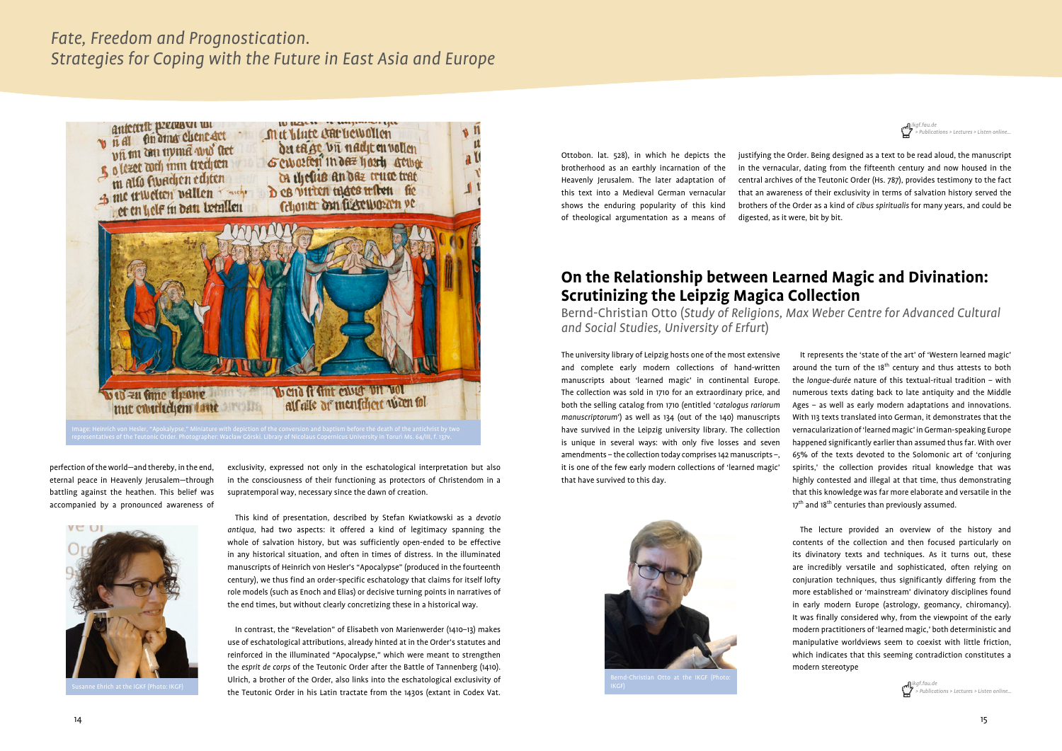Image: Heinrich von Hesler, "Apokalypse," Miniature with depiction of the conversion and baptism before the death of the antichrist by two representatives of the Teutonic Order. Photographer: Wacław Górski. Library of Nicolaus Copernicus University in Toruń Ms. 64/III, f. 137v.

perfection of the world—and thereby, in the end, eternal peace in Heavenly Jerusalem—through battling against the heathen. This belief was accompanied by a pronounced awareness of exclusivity, expressed not only in the eschatological interpretation but also in the consciousness of their functioning as protectors of Christendom in a supratemporal way, necessary since the dawn of creation.

Susanne Ehrich at the IKGF (Photo: IKGF)

This kind of presentation, described by Stefan Kwiatkowski as a *devotio antiqua*, had two aspects: it offered a kind of legitimacy spanning the whole of salvation history, but was sufficiently open-ended to be effective in any historical situation, and often in times of distress. In the illuminated manuscripts of Heinrich von Hesler's "Apocalypse" (produced in the fourteenth century), we thus find an order-specific eschatology that claims for itself lofty role models (such as Enoch and Elias) or decisive turning points in narratives of the end times, but without clearly concretizing these in a historical way.

In contrast, the "Revelation" of Elisabeth von Marienwerder (1410–13) makes use of eschatological attributions, already hinted at in the Order's statutes and reinforced in the illuminated "Apocalypse," which were meant to strengthen the *esprit de corps* of the Teutonic Order after the Battle of Tannenberg (1410). Ulrich, a brother of the Order, also links into the eschatological exclusivity of the Teutonic Order in his Latin tractate from the 1430s (extant in Codex Vat. Ottobon. lat. 528), in which he depicts the brotherhood as an earthly incarnation of the Heavenly Jerusalem. The later adaptation of this text into a Medieval German vernacular shows the enduring popularity of this kind of theological argumentation as a means of justifying the Order. Being designed as a text to be read aloud, the manuscript in the vernacular, dating from the fifteenth century and now housed in the central archives of the Teutonic Order (Hs. 787), provides testimony to the fact that an awareness of their exclusivity in terms of salvation history served the brothers of the Order as a kind of *cibus spiritualis* for many years, and could be digested, as it were, bit by bit.

ikgf.fau.de > Publications > Lectures > Listen online...

## On the Relationship between Learned Magic and Divination: Scrutinizing the Leipzig Magica Collection

Bernd-Christian Otto (*Study of Religions, Max Weber Centre for Advanced Cultural and Social Studies, University of Erfurt*)

The university library of Leipzig hosts one of the most extensive and complete early modern collections of hand-written manuscripts about 'learned magic' in continental Europe. The collection was sold in 1710 for an extraordinary price, and both the selling catalog from 1710 (entitled '*catalogus rariorum manuscriptorum*') as well as 134 (out of the 140) manuscripts have survived in the Leipzig university library. The collection is unique in several ways: with only five losses and seven amendments – the collection today comprises 142 manuscripts –, it is one of the few early modern collections of 'learned magic' that have survived to this day.

Bernd-Christian Otto at the IKGF (Photo: IKGF)

It represents the 'state of the art' of 'Western learned magic' around the turn of the 18th century and thus attests to both the *longue-durée* nature of this textual-ritual tradition – with numerous texts dating back to late antiquity and the Middle Ages – as well as early modern adaptations and innovations. With 113 texts translated into German, it demonstrates that the vernacularization of 'learned magic' in German-speaking Europe happened significantly earlier than assumed thus far. With over 65% of the texts devoted to the Solomonic art of 'conjuring spirits,' the collection provides ritual knowledge that was highly contested and illegal at that time, thus demonstrating that this knowledge was far more elaborate and versatile in the 17th and 18th centuries than previously assumed.

The lecture provided an overview of the history and contents of the collection and then focused particularly on its divinatory texts and techniques. As it turns out, these are incredibly versatile and sophisticated, often relying on conjuration techniques, thus significantly differing from the more established or 'mainstream' divinatory disciplines found in early modern Europe (astrology, geomancy, chiromancy). It was finally considered why, from the viewpoint of the early modern practitioners of 'learned magic,' both deterministic and manipulative worldviews seem to coexist with little friction, which indicates that this seeming contradiction constitutes a modern stereotype

ikgf.fau.de > Publications > Lectures > Listen online...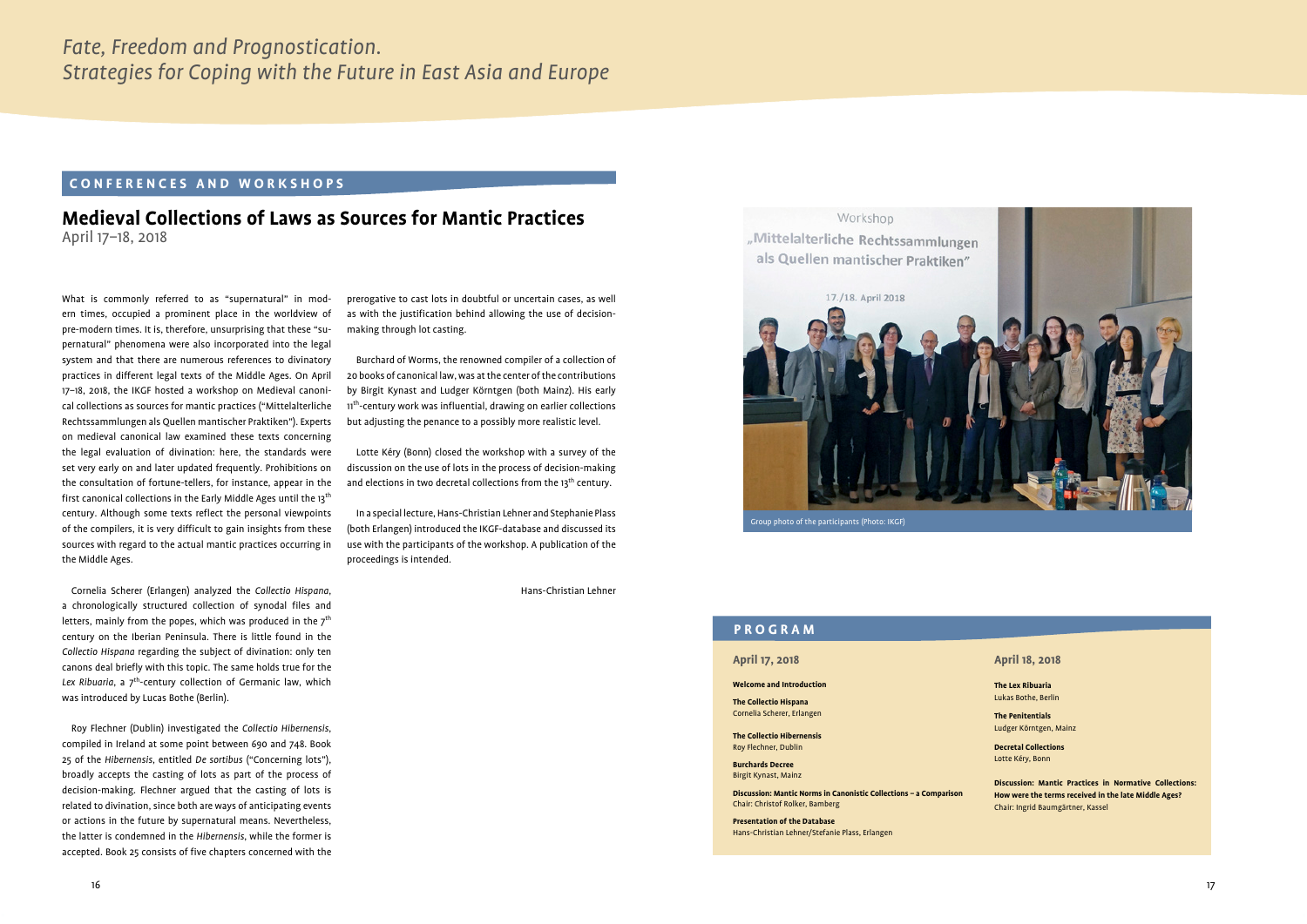# Fate, Freedom and Prognostication. Strategies for Coping with the Future in East Asia and Europe

## CONFERENCES AND WORKSHOPS

## Medieval Collections of Laws as Sources for Mantic Practices

April 17–18, 2018

What is commonly referred to as "supernatural" in modern times, occupied a prominent place in the worldview of pre-modern times. It is, therefore, unsurprising that these "supernatural" phenomena were also incorporated into the legal system and that there are numerous references to divinatory practices in different legal texts of the Middle Ages. On April 17–18, 2018, the IKGF hosted a workshop on Medieval canonical collections as sources for mantic practices ("Mittelalterliche Rechtssammlungen als Quellen mantischer Praktiken"). Experts on medieval canonical law examined these texts concerning the legal evaluation of divination: here, the standards were set very early on and later updated frequently. Prohibitions on the consultation of fortune-tellers, for instance, appear in the first canonical collections in the Early Middle Ages until the 13th century. Although some texts reflect the personal viewpoints of the compilers, it is very difficult to gain insights from these sources with regard to the actual mantic practices occurring in the Middle Ages.

Cornelia Scherer (Erlangen) analyzed the *Collectio Hispana*, a chronologically structured collection of synodal files and letters, mainly from the popes, which was produced in the 7th century on the Iberian Peninsula. There is little found in the *Collectio Hispana* regarding the subject of divination: only ten canons deal briefly with this topic. The same holds true for the *Lex Ribuaria*, a 7th-century collection of Germanic law, which was introduced by Lucas Bothe (Berlin).

Roy Flechner (Dublin) investigated the *Collectio Hibernensis*, compiled in Ireland at some point between 690 and 748. Book 25 of the *Hibernensis*, entitled *De sortibus* ("Concerning lots"), broadly accepts the casting of lots as part of the process of decision-making. Flechner argued that the casting of lots is related to divination, since both are ways of anticipating events or actions in the future by supernatural means. Nevertheless, the latter is condemned in the *Hibernensis*, while the former is accepted. Book 25 consists of five chapters concerned with the prerogative to cast lots in doubtful or uncertain cases, as well as with the justification behind allowing the use of decision-making through lot casting.

Burchard of Worms, the renowned compiler of a collection of 20 books of canonical law, was at the center of the contributions by Birgit Kynast and Ludger Körntgen (both Mainz). His early 11th-century work was influential, drawing on earlier collections but adjusting the penance to a possibly more realistic level.

Lotte Kéry (Bonn) closed the workshop with a survey of the discussion on the use of lots in the process of decision-making and elections in two decretal collections from the 13th century.

In a special lecture, Hans-Christian Lehner and Stephanie Plass (both Erlangen) introduced the IKGF-database and discussed its use with the participants of the workshop. A publication of the proceedings is intended.

Hans-Christian Lehner

Group photo of the participants (Photo: IKGF)

## PROGRAM

### April 17, 2018

**Welcome and Introduction**

**The Collectio Hispana**
Cornelia Scherer, Erlangen

**The Collectio Hibernensis**
Roy Flechner, Dublin

**Burchards Decree**
Birgit Kynast, Mainz

**Discussion: Mantic Norms in Canonistic Collections – a Comparison**
Chair: Christof Rolker, Bamberg

**Presentation of the Database**
Hans-Christian Lehner/Stefanie Plass, Erlangen

### April 18, 2018

**The Lex Ribuaria**
Lukas Bothe, Berlin

**The Penitentials**
Ludger Körntgen, Mainz

**Decretal Collections**
Lotte Kéry, Bonn

**Discussion: Mantic Practices in Normative Collections: How were the terms received in the late Middle Ages?**
Chair: Ingrid Baumgärtner, Kassel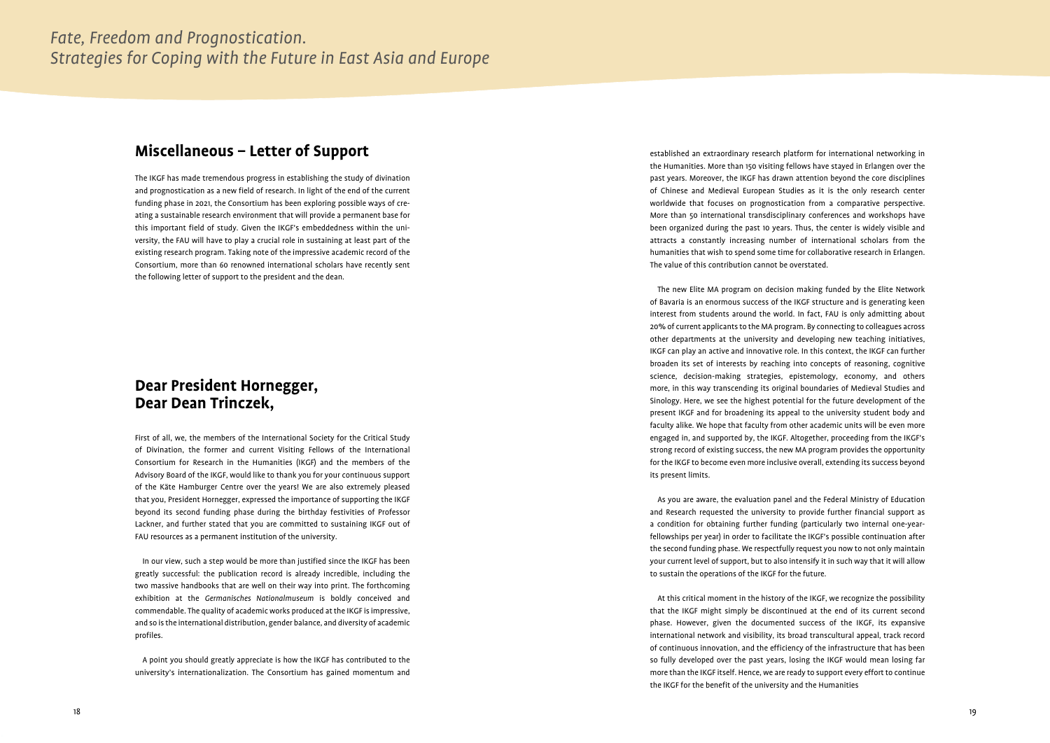## Miscellaneous – Letter of Support

The IKGF has made tremendous progress in establishing the study of divination and prognostication as a new field of research. In light of the end of the current funding phase in 2021, the Consortium has been exploring possible ways of creating a sustainable research environment that will provide a permanent base for this important field of study. Given the IKGF's embeddedness within the university, the FAU will have to play a crucial role in sustaining at least part of the existing research program. Taking note of the impressive academic record of the Consortium, more than 60 renowned international scholars have recently sent the following letter of support to the president and the dean.

## Dear President Hornegger, Dear Dean Trinczek,

First of all, we, the members of the International Society for the Critical Study of Divination, the former and current Visiting Fellows of the International Consortium for Research in the Humanities (IKGF) and the members of the Advisory Board of the IKGF, would like to thank you for your continuous support of the Käte Hamburger Centre over the years! We are also extremely pleased that you, President Hornegger, expressed the importance of supporting the IKGF beyond its second funding phase during the birthday festivities of Professor Lackner, and further stated that you are committed to sustaining IKGF out of FAU resources as a permanent institution of the university.

In our view, such a step would be more than justified since the IKGF has been greatly successful: the publication record is already incredible, including the two massive handbooks that are well on their way into print. The forthcoming exhibition at the *Germanisches Nationalmuseum* is boldly conceived and commendable. The quality of academic works produced at the IKGF is impressive, and so is the international distribution, gender balance, and diversity of academic profiles.

A point you should greatly appreciate is how the IKGF has contributed to the university's internationalization. The Consortium has gained momentum and established an extraordinary research platform for international networking in the Humanities. More than 150 visiting fellows have stayed in Erlangen over the past years. Moreover, the IKGF has drawn attention beyond the core disciplines of Chinese and Medieval European Studies as it is the only research center worldwide that focuses on prognostication from a comparative perspective. More than 50 international transdisciplinary conferences and workshops have been organized during the past 10 years. Thus, the center is widely visible and attracts a constantly increasing number of international scholars from the humanities that wish to spend some time for collaborative research in Erlangen. The value of this contribution cannot be overstated.

The new Elite MA program on decision making funded by the Elite Network of Bavaria is an enormous success of the IKGF structure and is generating keen interest from students around the world. In fact, FAU is only admitting about 20% of current applicants to the MA program. By connecting to colleagues across other departments at the university and developing new teaching initiatives, IKGF can play an active and innovative role. In this context, the IKGF can further broaden its set of interests by reaching into concepts of reasoning, cognitive science, decision-making strategies, epistemology, economy, and others more, in this way transcending its original boundaries of Medieval Studies and Sinology. Here, we see the highest potential for the future development of the present IKGF and for broadening its appeal to the university student body and faculty alike. We hope that faculty from other academic units will be even more engaged in, and supported by, the IKGF. Altogether, proceeding from the IKGF's strong record of existing success, the new MA program provides the opportunity for the IKGF to become even more inclusive overall, extending its success beyond its present limits.

As you are aware, the evaluation panel and the Federal Ministry of Education and Research requested the university to provide further financial support as a condition for obtaining further funding (particularly two internal one-year-fellowships per year) in order to facilitate the IKGF's possible continuation after the second funding phase. We respectfully request you now to not only maintain your current level of support, but to also intensify it in such way that it will allow to sustain the operations of the IKGF for the future.

At this critical moment in the history of the IKGF, we recognize the possibility that the IKGF might simply be discontinued at the end of its current second phase. However, given the documented success of the IKGF, its expansive international network and visibility, its broad transcultural appeal, track record of continuous innovation, and the efficiency of the infrastructure that has been so fully developed over the past years, losing the IKGF would mean losing far more than the IKGF itself. Hence, we are ready to support every effort to continue the IKGF for the benefit of the university and the Humanities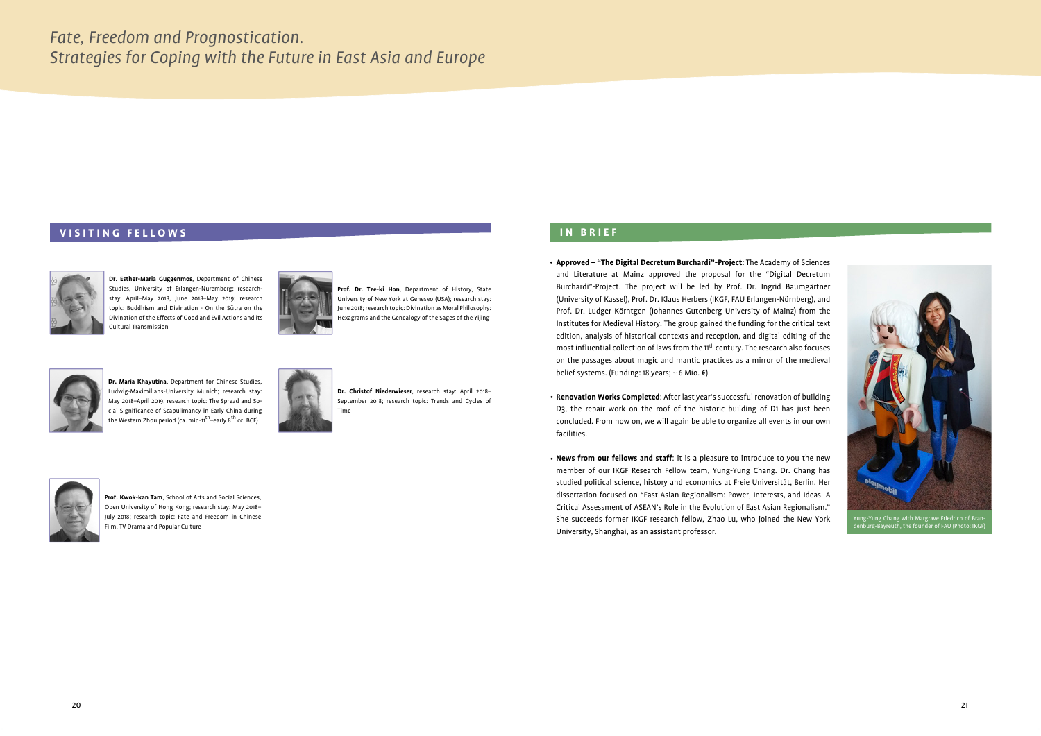*Fate, Freedom and Prognostication.*
*Strategies for Coping with the Future in East Asia and Europe*

## VISITING FELLOWS

**Dr. Esther-Maria Guggenmos**, Department of Chinese Studies, University of Erlangen-Nuremberg; research-stay: April–May 2018, June 2018–May 2019; research topic: Buddhism and Divination - On the Sūtra on the Divination of the Effects of Good and Evil Actions and its Cultural Transmission

**Prof. Dr. Tze-ki Hon**, Department of History, State University of New York at Geneseo (USA); research stay: June 2018; research topic: Divination as Moral Philosophy: Hexagrams and the Genealogy of the Sages of the Yijing

**Dr. Maria Khayutina**, Department for Chinese Studies, Ludwig-Maximilians-University Munich; research stay: May 2018–April 2019; research topic: The Spread and Social Significance of Scapulimancy in Early China during the Western Zhou period (ca. mid-11th–early 8th cc. BCE)

**Dr. Christof Niederwieser**, research stay: April 2018–September 2018; research topic: Trends and Cycles of Time

**Prof. Kwok-kan Tam**, School of Arts and Social Sciences, Open University of Hong Kong; research stay: May 2018–July 2018; research topic: Fate and Freedom in Chinese Film, TV Drama and Popular Culture

## IN BRIEF

- **Approved – "The Digital Decretum Burchardi"-Project**: The Academy of Sciences and Literature at Mainz approved the proposal for the "Digital Decretum Burchardi"-Project. The project will be led by Prof. Dr. Ingrid Baumgärtner (University of Kassel), Prof. Dr. Klaus Herbers (IKGF, FAU Erlangen-Nürnberg), and Prof. Dr. Ludger Körntgen (Johannes Gutenberg University of Mainz) from the Institutes for Medieval History. The group gained the funding for the critical text edition, analysis of historical contexts and reception, and digital editing of the most influential collection of laws from the 11th century. The research also focuses on the passages about magic and mantic practices as a mirror of the medieval belief systems. (Funding: 18 years; ~ 6 Mio. €)

- **Renovation Works Completed**: After last year's successful renovation of building D3, the repair work on the roof of the historic building of D1 has just been concluded. From now on, we will again be able to organize all events in our own facilities.

- **News from our fellows and staff**: it is a pleasure to introduce to you the new member of our IKGF Research Fellow team, Yung-Yung Chang. Dr. Chang has studied political science, history and economics at Freie Universität, Berlin. Her dissertation focused on "East Asian Regionalism: Power, Interests, and Ideas. A Critical Assessment of ASEAN's Role in the Evolution of East Asian Regionalism." She succeeds former IKGF research fellow, Zhao Lu, who joined the New York University, Shanghai, as an assistant professor.

Yung-Yung Chang with Margrave Friedrich of Brandenburg-Bayreuth, the founder of FAU (Photo: IKGF)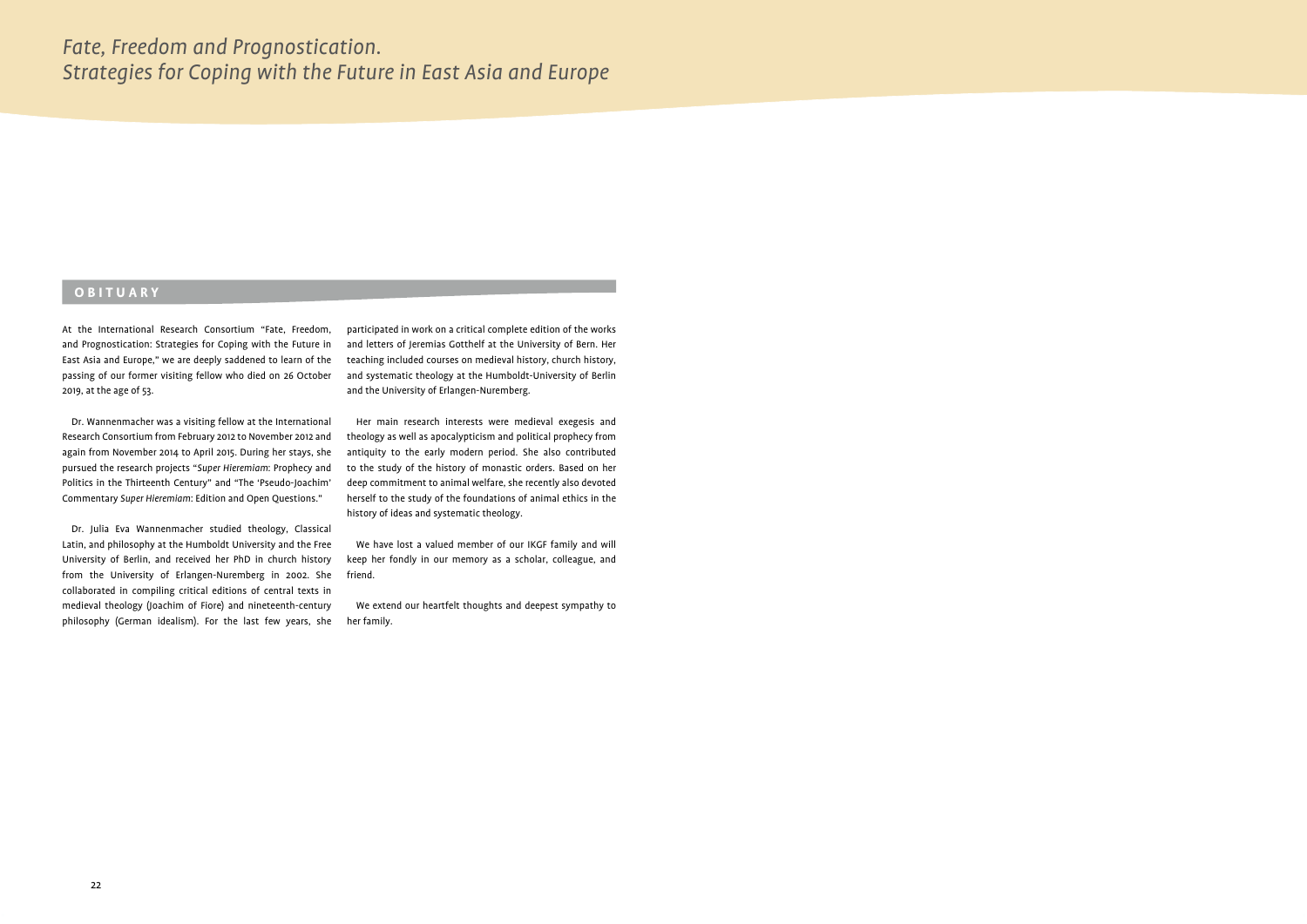## OBITUARY

At the International Research Consortium "Fate, Freedom, and Prognostication: Strategies for Coping with the Future in East Asia and Europe," we are deeply saddened to learn of the passing of our former visiting fellow who died on 26 October 2019, at the age of 53.

Dr. Wannenmacher was a visiting fellow at the International Research Consortium from February 2012 to November 2012 and again from November 2014 to April 2015. During her stays, she pursued the research projects "*Super Hieremiam*: Prophecy and Politics in the Thirteenth Century" and "The 'Pseudo-Joachim' Commentary *Super Hieremiam*: Edition and Open Questions."

Dr. Julia Eva Wannenmacher studied theology, Classical Latin, and philosophy at the Humboldt University and the Free University of Berlin, and received her PhD in church history from the University of Erlangen-Nuremberg in 2002. She collaborated in compiling critical editions of central texts in medieval theology (Joachim of Fiore) and nineteenth-century philosophy (German idealism). For the last few years, she participated in work on a critical complete edition of the works and letters of Jeremias Gotthelf at the University of Bern. Her teaching included courses on medieval history, church history, and systematic theology at the Humboldt-University of Berlin and the University of Erlangen-Nuremberg.

Her main research interests were medieval exegesis and theology as well as apocalypticism and political prophecy from antiquity to the early modern period. She also contributed to the study of the history of monastic orders. Based on her deep commitment to animal welfare, she recently also devoted herself to the study of the foundations of animal ethics in the history of ideas and systematic theology.

We have lost a valued member of our IKGF family and will keep her fondly in our memory as a scholar, colleague, and friend.

We extend our heartfelt thoughts and deepest sympathy to her family.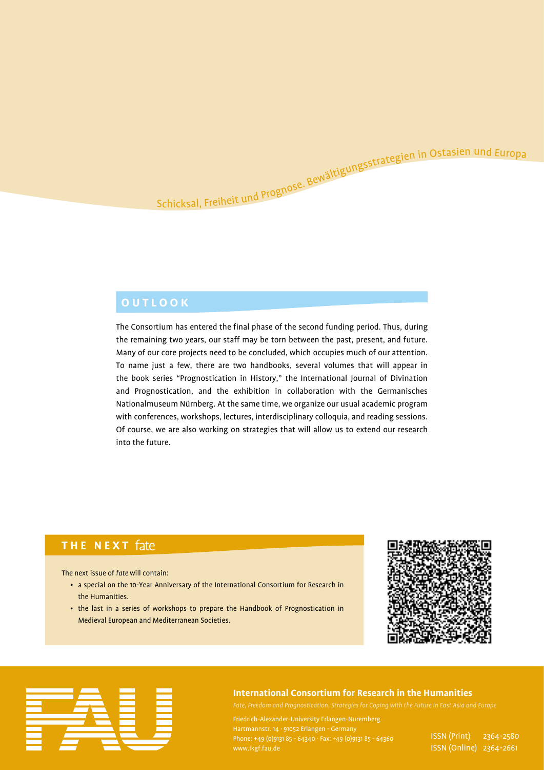Schicksal, Freiheit und Prognose. Bewältigungsstrategien in Ostasien und Europa

## OUTLOOK

The Consortium has entered the final phase of the second funding period. Thus, during the remaining two years, our staff may be torn between the past, present, and future. Many of our core projects need to be concluded, which occupies much of our attention. To name just a few, there are two handbooks, several volumes that will appear in the book series “Prognostication in History,” the International Journal of Divination and Prognostication, and the exhibition in collaboration with the Germanisches Nationalmuseum Nürnberg. At the same time, we organize our usual academic program with conferences, workshops, lectures, interdisciplinary colloquia, and reading sessions. Of course, we are also working on strategies that will allow us to extend our research into the future.

## THE NEXT *fate*

The next issue of *fate* will contain:

- a special on the 10-Year Anniversary of the International Consortium for Research in the Humanities.
- the last in a series of workshops to prepare the Handbook of Prognostication in Medieval European and Mediterranean Societies.

**International Consortium for Research in the Humanities**

*Fate, Freedom and Prognostication. Strategies for Coping with the Future in East Asia and Europe*

Friedrich-Alexander-University Erlangen-Nuremberg
Hartmannstr. 14 · 91052 Erlangen · Germany
Phone: +49 (0)9131 85 - 64340 · Fax: +49 (0)9131 85 - 64360
www.ikgf.fau.de

ISSN (Print) 2364-2580
ISSN (Online) 2364-2661